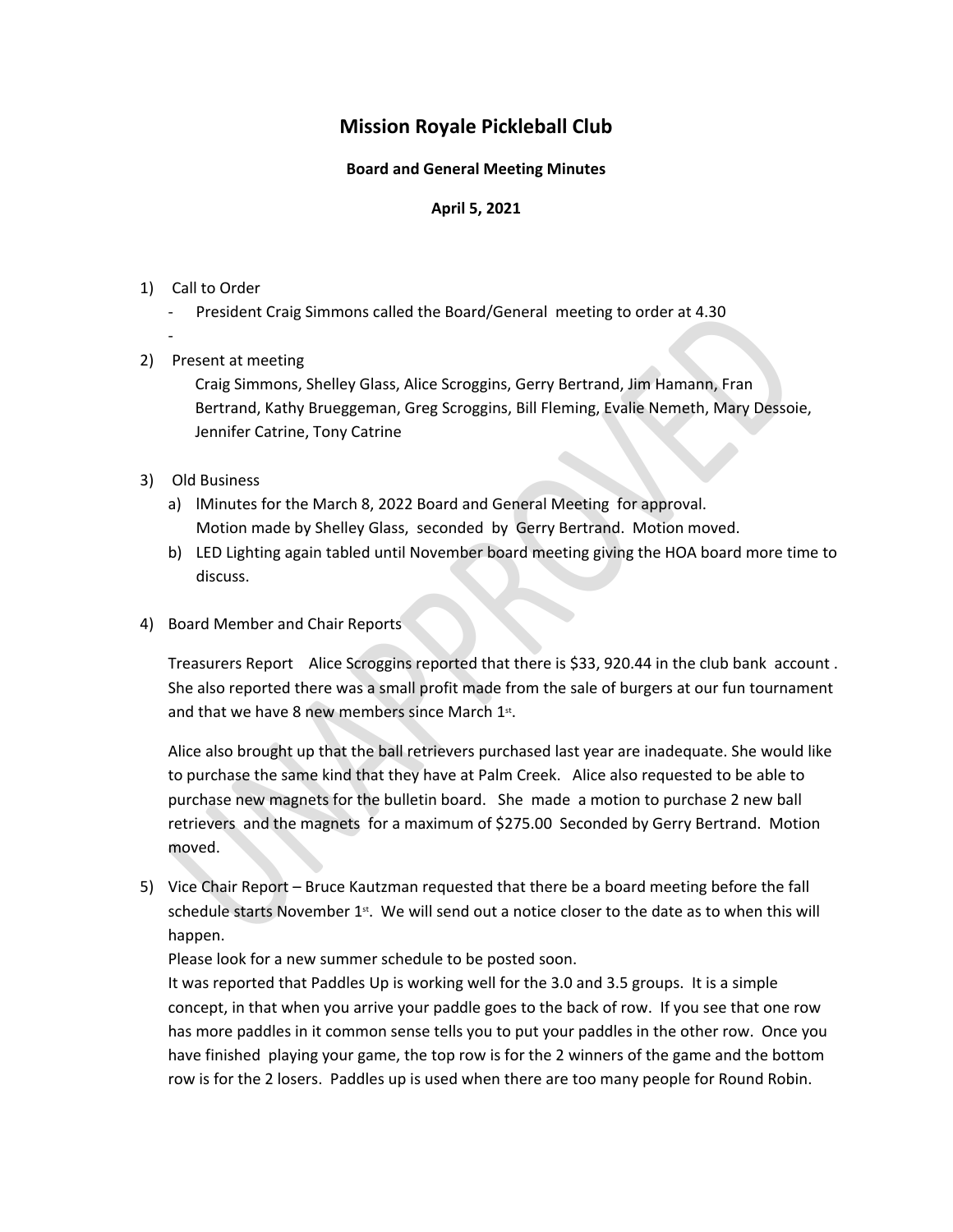# Mission Royale Pickleball Club

**Board and General Meeting Minutes**

**April 5, 2021**

1) Call to Order
   - President Craig Simmons called the Board/General meeting to order at 4.30
   -
2) Present at meeting

   Craig Simmons, Shelley Glass, Alice Scroggins, Gerry Bertrand, Jim Hamann, Fran Bertrand, Kathy Brueggeman, Greg Scroggins, Bill Fleming, Evalie Nemeth, Mary Dessoie, Jennifer Catrine, Tony Catrine

3) Old Business
   a) lMinutes for the March 8, 2022 Board and General Meeting for approval. Motion made by Shelley Glass, seconded by Gerry Bertrand. Motion moved.
   b) LED Lighting again tabled until November board meeting giving the HOA board more time to discuss.

4) Board Member and Chair Reports

   Treasurers Report Alice Scroggins reported that there is $33, 920.44 in the club bank account . She also reported there was a small profit made from the sale of burgers at our fun tournament and that we have 8 new members since March 1st.

   Alice also brought up that the ball retrievers purchased last year are inadequate. She would like to purchase the same kind that they have at Palm Creek. Alice also requested to be able to purchase new magnets for the bulletin board. She made a motion to purchase 2 new ball retrievers and the magnets for a maximum of $275.00 Seconded by Gerry Bertrand. Motion moved.

5) Vice Chair Report – Bruce Kautzman requested that there be a board meeting before the fall schedule starts November 1st. We will send out a notice closer to the date as to when this will happen.

   Please look for a new summer schedule to be posted soon.

   It was reported that Paddles Up is working well for the 3.0 and 3.5 groups. It is a simple concept, in that when you arrive your paddle goes to the back of row. If you see that one row has more paddles in it common sense tells you to put your paddles in the other row. Once you have finished playing your game, the top row is for the 2 winners of the game and the bottom row is for the 2 losers. Paddles up is used when there are too many people for Round Robin.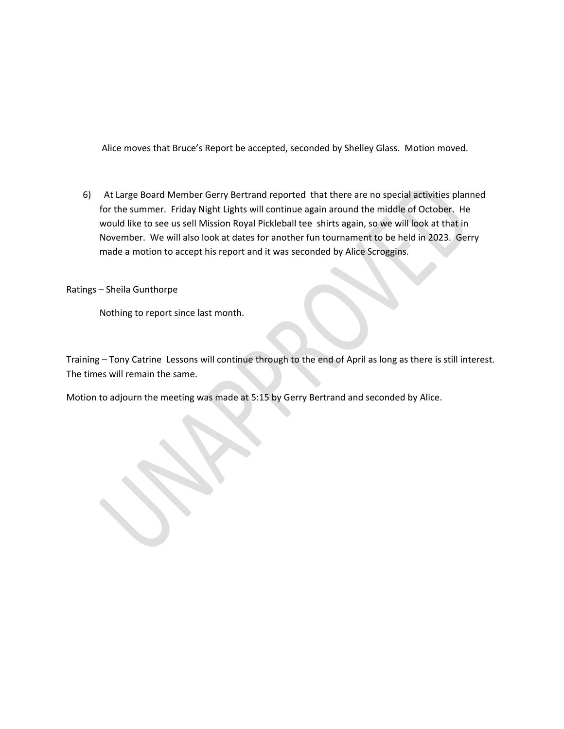Alice moves that Bruce's Report be accepted, seconded by Shelley Glass. Motion moved.

6) At Large Board Member Gerry Bertrand reported that there are no special activities planned for the summer. Friday Night Lights will continue again around the middle of October. He would like to see us sell Mission Royal Pickleball tee shirts again, so we will look at that in November. We will also look at dates for another fun tournament to be held in 2023. Gerry made a motion to accept his report and it was seconded by Alice Scroggins.

Ratings – Sheila Gunthorpe

Nothing to report since last month.

Training – Tony Catrine Lessons will continue through to the end of April as long as there is still interest. The times will remain the same.

Motion to adjourn the meeting was made at 5:15 by Gerry Bertrand and seconded by Alice.